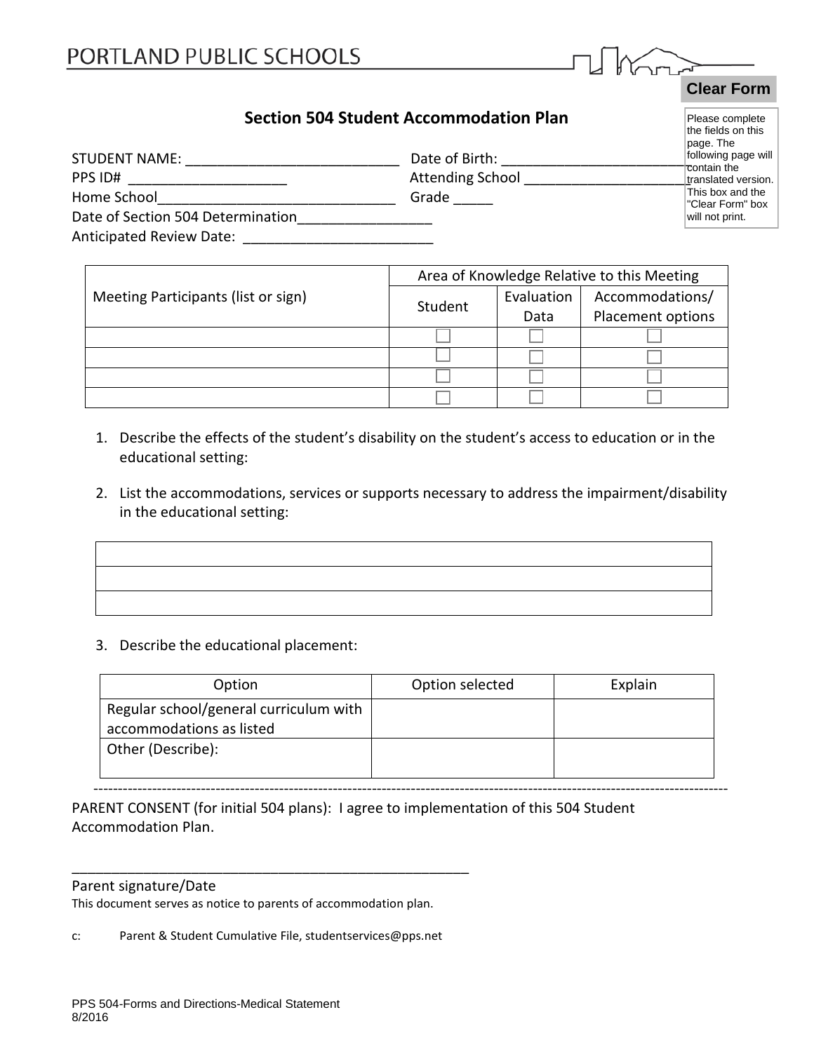PORTLAND PUBLIC SCHOOLS

Clear Form

Please complete the fields on this page. The following page will contain the translated version. This box and the "Clear Form" box will not print.

## Section 504 Student Accommodation Plan

STUDENT NAME: ___________________________ Date of Birth: ________________________

PPS ID# ___________________ Attending School _____________________

Home School______________________________ Grade _____

Date of Section 504 Determination________________

Anticipated Review Date: _______________________

| Meeting Participants (list or sign) | Area of Knowledge Relative to this Meeting | | |
|---|---|---|---|
| | Student | Evaluation Data | Accommodations/ Placement options |
| | ☐ | ☐ | ☐ |
| | ☐ | ☐ | ☐ |
| | ☐ | ☐ | ☐ |
| | ☐ | ☐ | ☐ |

1. Describe the effects of the student's disability on the student's access to education or in the educational setting:

2. List the accommodations, services or supports necessary to address the impairment/disability in the educational setting:

| |
|---|
| |
| |
| |

3. Describe the educational placement:

| Option | Option selected | Explain |
|---|---|---|
| Regular school/general curriculum with accommodations as listed | | |
| Other (Describe): | | |

---

PARENT CONSENT (for initial 504 plans): I agree to implementation of this 504 Student Accommodation Plan.

_____________________________________________________

Parent signature/Date

This document serves as notice to parents of accommodation plan.

c: Parent & Student Cumulative File, studentservices@pps.net

PPS 504-Forms and Directions-Medical Statement
8/2016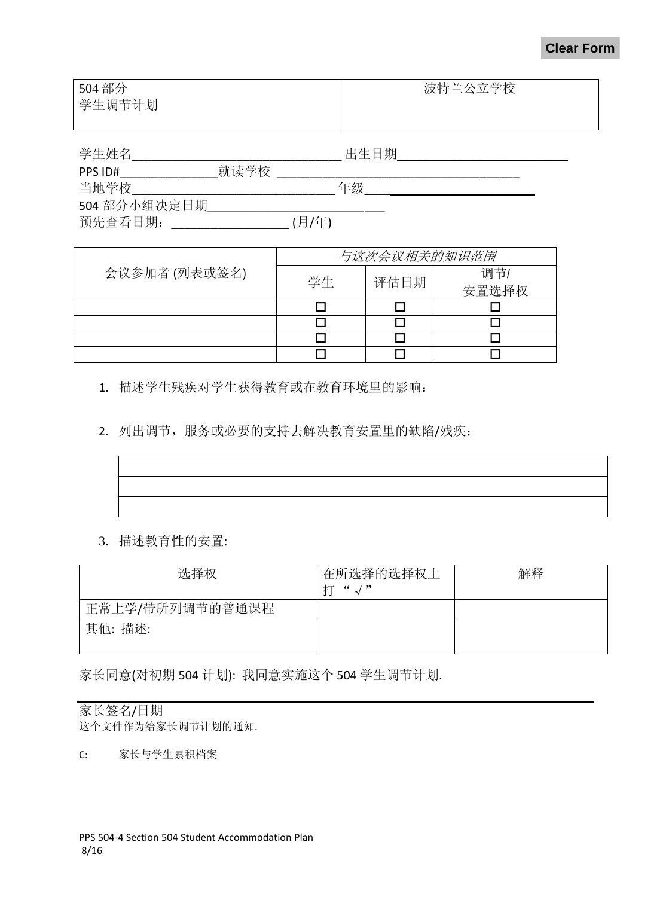Clear Form

| | |
|---|---|
| 504 部分<br>学生调节计划 | 波特兰公立学校 |

学生姓名________________________________ 出生日期__________________________

PPS ID#_______________就读学校 ____________________________________

当地学校______________________________ 年级____________________

504 部分小组决定日期___________________________

预先查看日期：_________________ (月/年)

| 会议参加者 (列表或签名) | *与这次会议相关的知识范围* | | |
|---|---|---|---|
| | 学生 | 评估日期 | 调节/<br>安置选择权 |
| | ☐ | ☐ | ☐ |
| | ☐ | ☐ | ☐ |
| | ☐ | ☐ | ☐ |
| | ☐ | ☐ | ☐ |

1. 描述学生残疾对学生获得教育或在教育环境里的影响：

2. 列出调节，服务或必要的支持去解决教育安置里的缺陷/残疾：

| |
|---|
| |
| |
| |

3. 描述教育性的安置:

| 选择权 | 在所选择的选择权上打 "√" | 解释 |
|---|---|---|
| 正常上学/带所列调节的普通课程 | | |
| 其他: 描述: | | |

家长同意(对初期 504 计划): 我同意实施这个 504 学生调节计划.

______________________________________________

家长签名/日期

这个文件作为给家长调节计划的通知.

C: 家长与学生累积档案

PPS 504-4 Section 504 Student Accommodation Plan
8/16